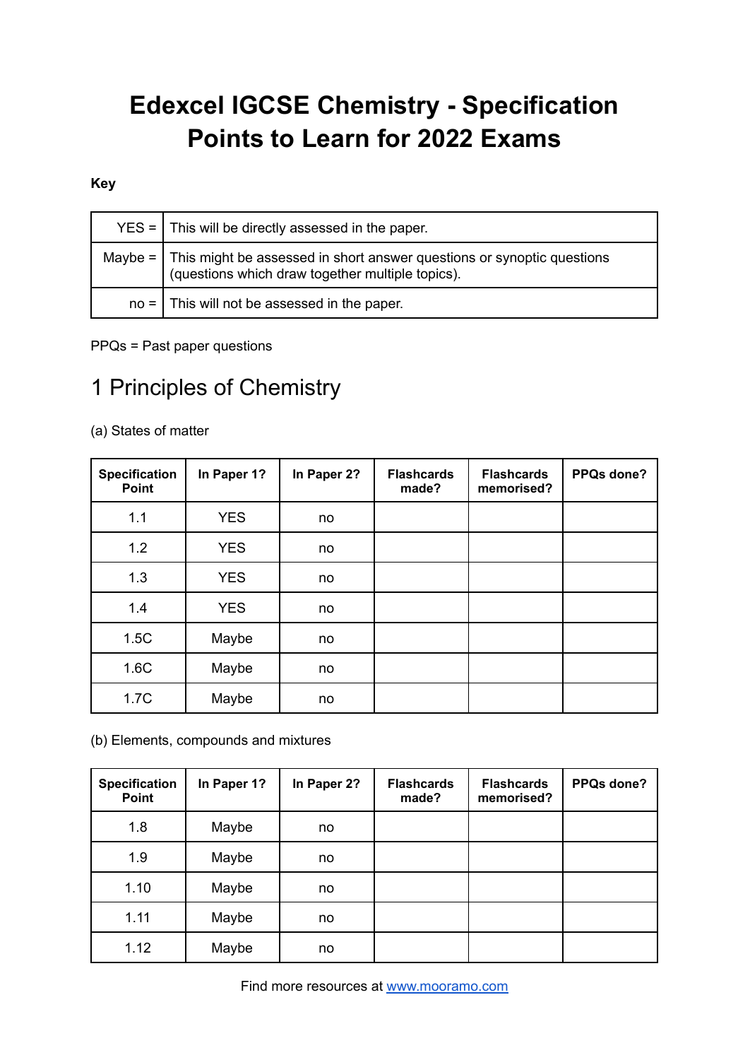# Edexcel IGCSE Chemistry - Specification Points to Learn for 2022 Exams

**Key**

| | |
|---|---|
| YES = | This will be directly assessed in the paper. |
| Maybe = | This might be assessed in short answer questions or synoptic questions (questions which draw together multiple topics). |
| no = | This will not be assessed in the paper. |

PPQs = Past paper questions

## 1 Principles of Chemistry

(a) States of matter

| Specification Point | In Paper 1? | In Paper 2? | Flashcards made? | Flashcards memorised? | PPQs done? |
|---|---|---|---|---|---|
| 1.1 | YES | no | | | |
| 1.2 | YES | no | | | |
| 1.3 | YES | no | | | |
| 1.4 | YES | no | | | |
| 1.5C | Maybe | no | | | |
| 1.6C | Maybe | no | | | |
| 1.7C | Maybe | no | | | |

(b) Elements, compounds and mixtures

| Specification Point | In Paper 1? | In Paper 2? | Flashcards made? | Flashcards memorised? | PPQs done? |
|---|---|---|---|---|---|
| 1.8 | Maybe | no | | | |
| 1.9 | Maybe | no | | | |
| 1.10 | Maybe | no | | | |
| 1.11 | Maybe | no | | | |
| 1.12 | Maybe | no | | | |

Find more resources at www.mooramo.com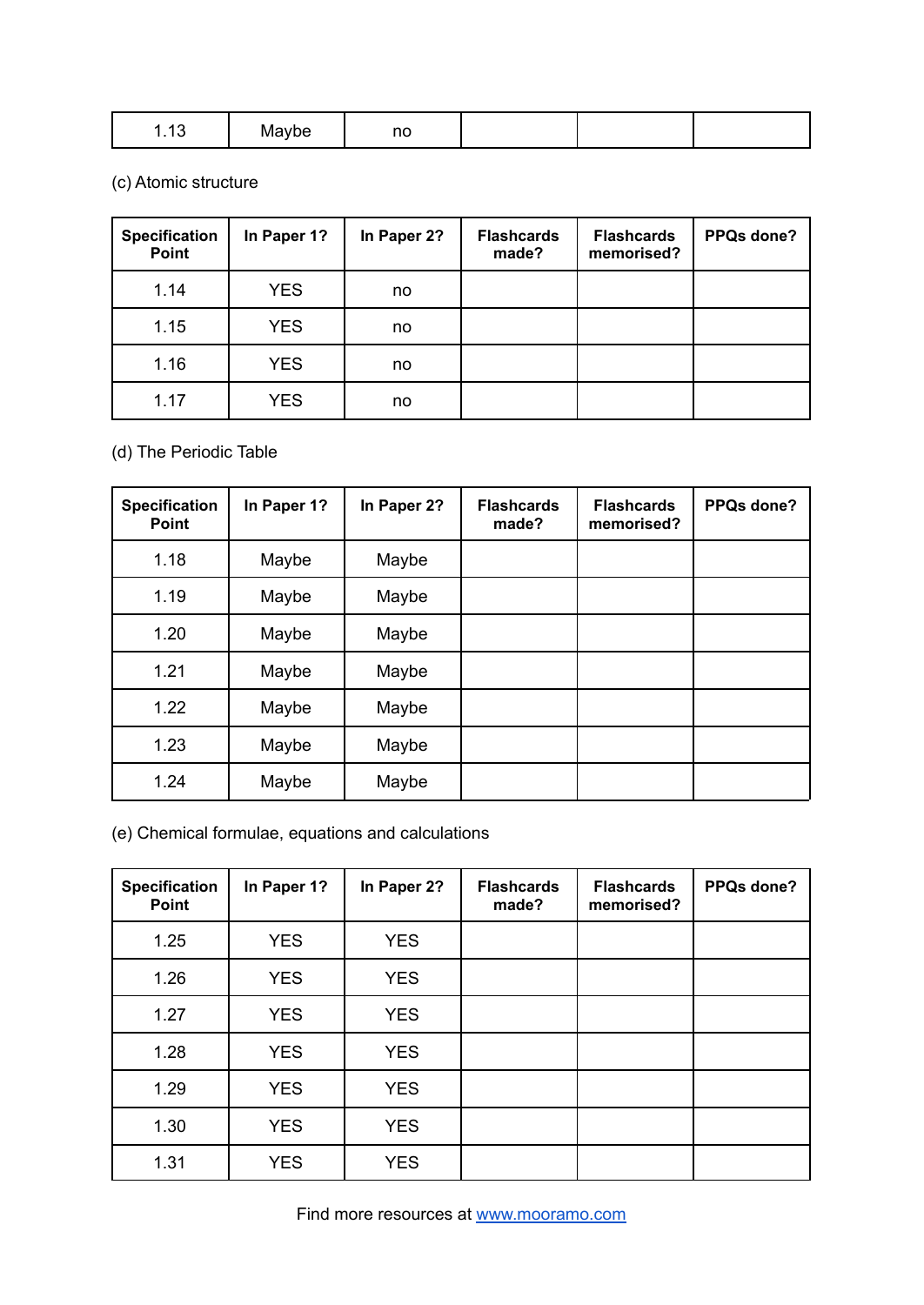| 1.13 | Maybe | no | | | |
|---|---|---|---|---|---|

(c) Atomic structure

| Specification Point | In Paper 1? | In Paper 2? | Flashcards made? | Flashcards memorised? | PPQs done? |
|---|---|---|---|---|---|
| 1.14 | YES | no | | | |
| 1.15 | YES | no | | | |
| 1.16 | YES | no | | | |
| 1.17 | YES | no | | | |

(d) The Periodic Table

| Specification Point | In Paper 1? | In Paper 2? | Flashcards made? | Flashcards memorised? | PPQs done? |
|---|---|---|---|---|---|
| 1.18 | Maybe | Maybe | | | |
| 1.19 | Maybe | Maybe | | | |
| 1.20 | Maybe | Maybe | | | |
| 1.21 | Maybe | Maybe | | | |
| 1.22 | Maybe | Maybe | | | |
| 1.23 | Maybe | Maybe | | | |
| 1.24 | Maybe | Maybe | | | |

(e) Chemical formulae, equations and calculations

| Specification Point | In Paper 1? | In Paper 2? | Flashcards made? | Flashcards memorised? | PPQs done? |
|---|---|---|---|---|---|
| 1.25 | YES | YES | | | |
| 1.26 | YES | YES | | | |
| 1.27 | YES | YES | | | |
| 1.28 | YES | YES | | | |
| 1.29 | YES | YES | | | |
| 1.30 | YES | YES | | | |
| 1.31 | YES | YES | | | |

Find more resources at www.mooramo.com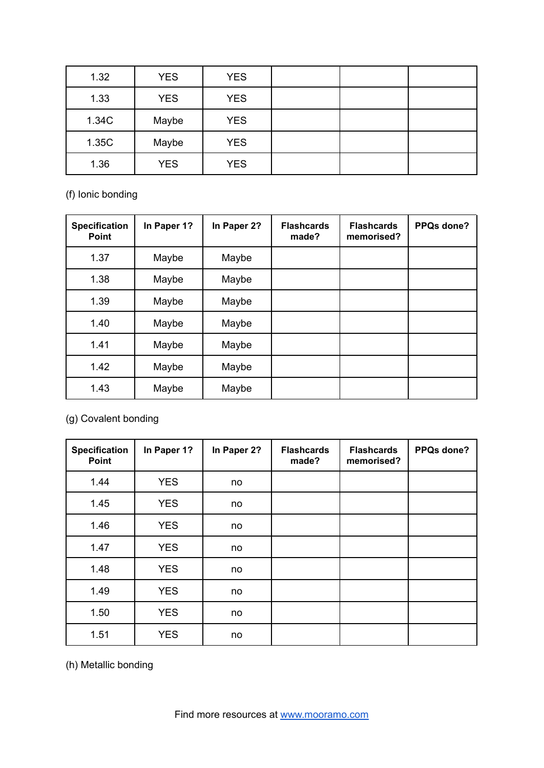| | | | | | |
|---|---|---|---|---|---|
| 1.32 | YES | YES | | | |
| 1.33 | YES | YES | | | |
| 1.34C | Maybe | YES | | | |
| 1.35C | Maybe | YES | | | |
| 1.36 | YES | YES | | | |

(f) Ionic bonding

| Specification Point | In Paper 1? | In Paper 2? | Flashcards made? | Flashcards memorised? | PPQs done? |
|---|---|---|---|---|---|
| 1.37 | Maybe | Maybe | | | |
| 1.38 | Maybe | Maybe | | | |
| 1.39 | Maybe | Maybe | | | |
| 1.40 | Maybe | Maybe | | | |
| 1.41 | Maybe | Maybe | | | |
| 1.42 | Maybe | Maybe | | | |
| 1.43 | Maybe | Maybe | | | |

(g) Covalent bonding

| Specification Point | In Paper 1? | In Paper 2? | Flashcards made? | Flashcards memorised? | PPQs done? |
|---|---|---|---|---|---|
| 1.44 | YES | no | | | |
| 1.45 | YES | no | | | |
| 1.46 | YES | no | | | |
| 1.47 | YES | no | | | |
| 1.48 | YES | no | | | |
| 1.49 | YES | no | | | |
| 1.50 | YES | no | | | |
| 1.51 | YES | no | | | |

(h) Metallic bonding

Find more resources at [www.mooramo.com](http://www.mooramo.com)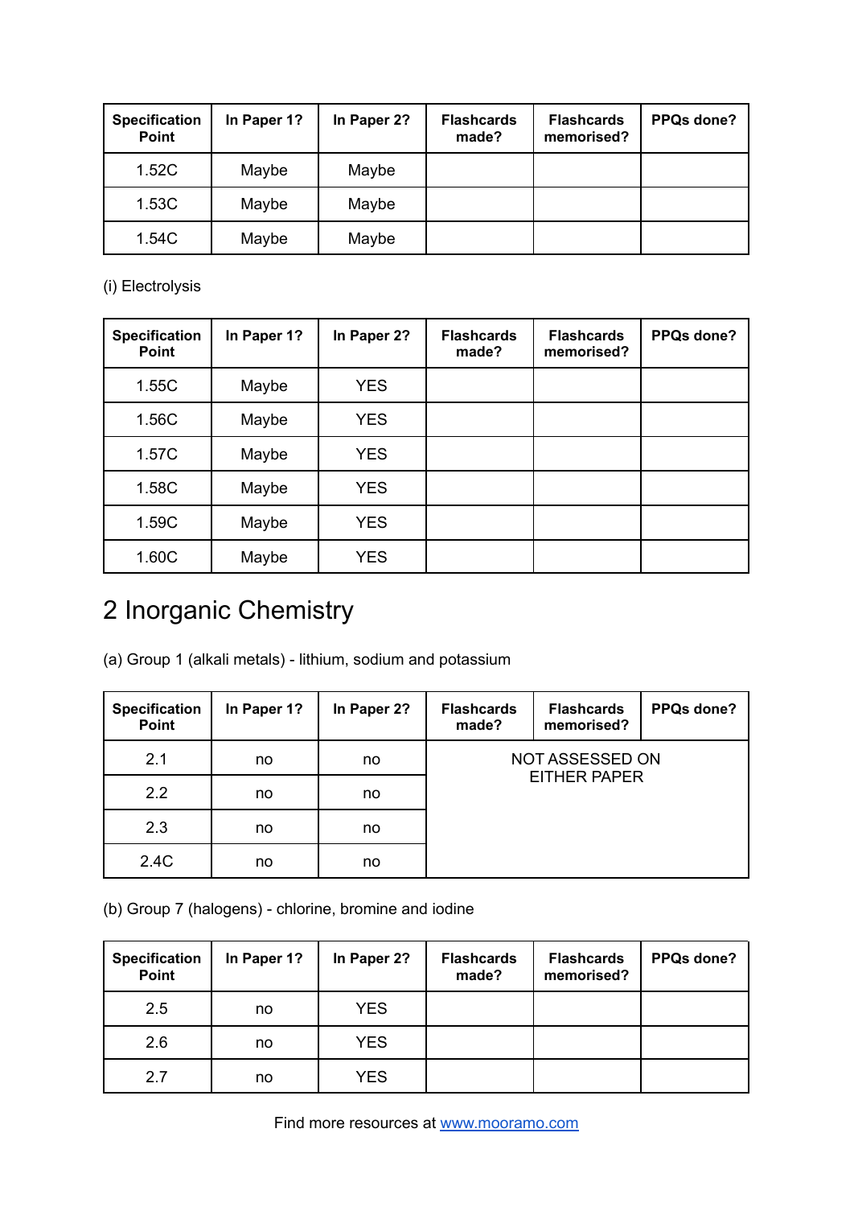| Specification Point | In Paper 1? | In Paper 2? | Flashcards made? | Flashcards memorised? | PPQs done? |
|---|---|---|---|---|---|
| 1.52C | Maybe | Maybe | | | |
| 1.53C | Maybe | Maybe | | | |
| 1.54C | Maybe | Maybe | | | |

(i) Electrolysis

| Specification Point | In Paper 1? | In Paper 2? | Flashcards made? | Flashcards memorised? | PPQs done? |
|---|---|---|---|---|---|
| 1.55C | Maybe | YES | | | |
| 1.56C | Maybe | YES | | | |
| 1.57C | Maybe | YES | | | |
| 1.58C | Maybe | YES | | | |
| 1.59C | Maybe | YES | | | |
| 1.60C | Maybe | YES | | | |

# 2 Inorganic Chemistry

(a) Group 1 (alkali metals) - lithium, sodium and potassium

| Specification Point | In Paper 1? | In Paper 2? | Flashcards made? | Flashcards memorised? | PPQs done? |
|---|---|---|---|---|---|
| 2.1 | no | no | NOT ASSESSED ON EITHER PAPER | | |
| 2.2 | no | no | | | |
| 2.3 | no | no | | | |
| 2.4C | no | no | | | |

(b) Group 7 (halogens) - chlorine, bromine and iodine

| Specification Point | In Paper 1? | In Paper 2? | Flashcards made? | Flashcards memorised? | PPQs done? |
|---|---|---|---|---|---|
| 2.5 | no | YES | | | |
| 2.6 | no | YES | | | |
| 2.7 | no | YES | | | |

Find more resources at www.mooramo.com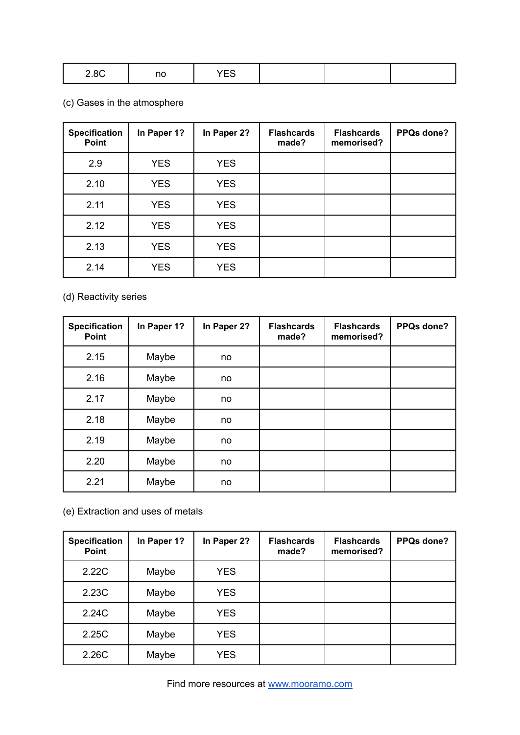| 2.8C | no | YES | | | |
|---|---|---|---|---|---|

(c) Gases in the atmosphere

| Specification Point | In Paper 1? | In Paper 2? | Flashcards made? | Flashcards memorised? | PPQs done? |
|---|---|---|---|---|---|
| 2.9 | YES | YES | | | |
| 2.10 | YES | YES | | | |
| 2.11 | YES | YES | | | |
| 2.12 | YES | YES | | | |
| 2.13 | YES | YES | | | |
| 2.14 | YES | YES | | | |

(d) Reactivity series

| Specification Point | In Paper 1? | In Paper 2? | Flashcards made? | Flashcards memorised? | PPQs done? |
|---|---|---|---|---|---|
| 2.15 | Maybe | no | | | |
| 2.16 | Maybe | no | | | |
| 2.17 | Maybe | no | | | |
| 2.18 | Maybe | no | | | |
| 2.19 | Maybe | no | | | |
| 2.20 | Maybe | no | | | |
| 2.21 | Maybe | no | | | |

(e) Extraction and uses of metals

| Specification Point | In Paper 1? | In Paper 2? | Flashcards made? | Flashcards memorised? | PPQs done? |
|---|---|---|---|---|---|
| 2.22C | Maybe | YES | | | |
| 2.23C | Maybe | YES | | | |
| 2.24C | Maybe | YES | | | |
| 2.25C | Maybe | YES | | | |
| 2.26C | Maybe | YES | | | |

Find more resources at [www.mooramo.com](http://www.mooramo.com)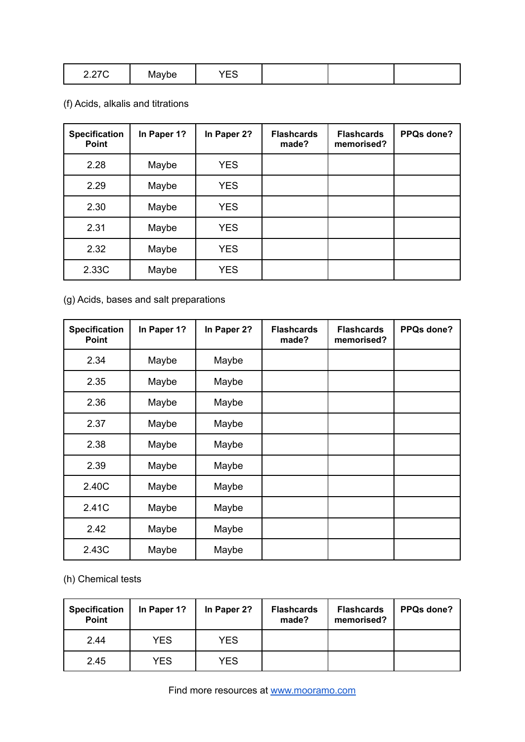| 2.27C | Maybe | YES | | | |
|---|---|---|---|---|---|

(f) Acids, alkalis and titrations

| Specification Point | In Paper 1? | In Paper 2? | Flashcards made? | Flashcards memorised? | PPQs done? |
|---|---|---|---|---|---|
| 2.28 | Maybe | YES | | | |
| 2.29 | Maybe | YES | | | |
| 2.30 | Maybe | YES | | | |
| 2.31 | Maybe | YES | | | |
| 2.32 | Maybe | YES | | | |
| 2.33C | Maybe | YES | | | |

(g) Acids, bases and salt preparations

| Specification Point | In Paper 1? | In Paper 2? | Flashcards made? | Flashcards memorised? | PPQs done? |
|---|---|---|---|---|---|
| 2.34 | Maybe | Maybe | | | |
| 2.35 | Maybe | Maybe | | | |
| 2.36 | Maybe | Maybe | | | |
| 2.37 | Maybe | Maybe | | | |
| 2.38 | Maybe | Maybe | | | |
| 2.39 | Maybe | Maybe | | | |
| 2.40C | Maybe | Maybe | | | |
| 2.41C | Maybe | Maybe | | | |
| 2.42 | Maybe | Maybe | | | |
| 2.43C | Maybe | Maybe | | | |

(h) Chemical tests

| Specification Point | In Paper 1? | In Paper 2? | Flashcards made? | Flashcards memorised? | PPQs done? |
|---|---|---|---|---|---|
| 2.44 | YES | YES | | | |
| 2.45 | YES | YES | | | |

Find more resources at www.mooramo.com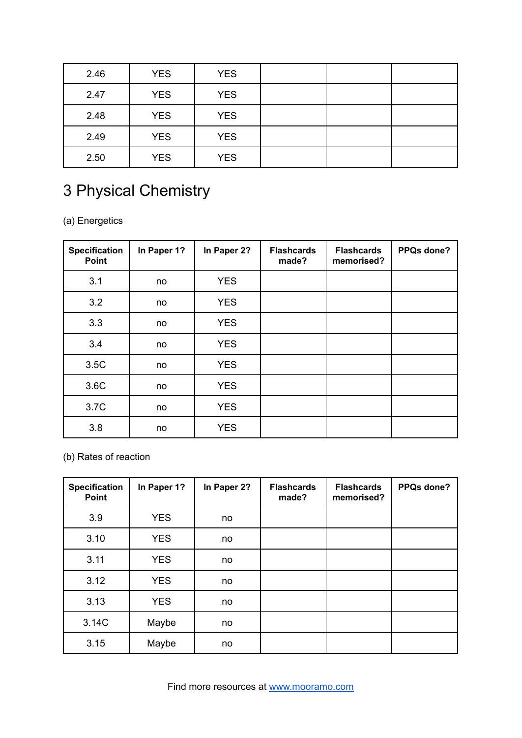| | | | | | |
|---|---|---|---|---|---|
| 2.46 | YES | YES | | | |
| 2.47 | YES | YES | | | |
| 2.48 | YES | YES | | | |
| 2.49 | YES | YES | | | |
| 2.50 | YES | YES | | | |

# 3 Physical Chemistry

(a) Energetics

| Specification Point | In Paper 1? | In Paper 2? | Flashcards made? | Flashcards memorised? | PPQs done? |
|---|---|---|---|---|---|
| 3.1 | no | YES | | | |
| 3.2 | no | YES | | | |
| 3.3 | no | YES | | | |
| 3.4 | no | YES | | | |
| 3.5C | no | YES | | | |
| 3.6C | no | YES | | | |
| 3.7C | no | YES | | | |
| 3.8 | no | YES | | | |

(b) Rates of reaction

| Specification Point | In Paper 1? | In Paper 2? | Flashcards made? | Flashcards memorised? | PPQs done? |
|---|---|---|---|---|---|
| 3.9 | YES | no | | | |
| 3.10 | YES | no | | | |
| 3.11 | YES | no | | | |
| 3.12 | YES | no | | | |
| 3.13 | YES | no | | | |
| 3.14C | Maybe | no | | | |
| 3.15 | Maybe | no | | | |

Find more resources at www.mooramo.com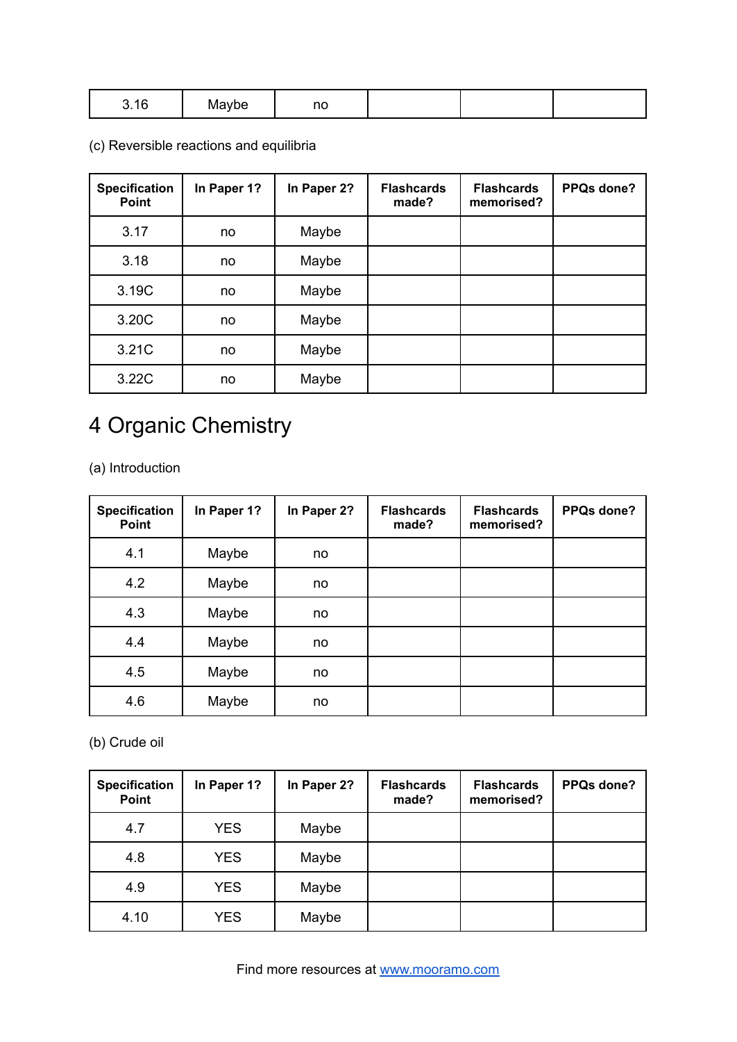| 3.16 | Maybe | no | | | |
|---|---|---|---|---|---|

(c) Reversible reactions and equilibria

| Specification Point | In Paper 1? | In Paper 2? | Flashcards made? | Flashcards memorised? | PPQs done? |
|---|---|---|---|---|---|
| 3.17 | no | Maybe | | | |
| 3.18 | no | Maybe | | | |
| 3.19C | no | Maybe | | | |
| 3.20C | no | Maybe | | | |
| 3.21C | no | Maybe | | | |
| 3.22C | no | Maybe | | | |

# 4 Organic Chemistry

(a) Introduction

| Specification Point | In Paper 1? | In Paper 2? | Flashcards made? | Flashcards memorised? | PPQs done? |
|---|---|---|---|---|---|
| 4.1 | Maybe | no | | | |
| 4.2 | Maybe | no | | | |
| 4.3 | Maybe | no | | | |
| 4.4 | Maybe | no | | | |
| 4.5 | Maybe | no | | | |
| 4.6 | Maybe | no | | | |

(b) Crude oil

| Specification Point | In Paper 1? | In Paper 2? | Flashcards made? | Flashcards memorised? | PPQs done? |
|---|---|---|---|---|---|
| 4.7 | YES | Maybe | | | |
| 4.8 | YES | Maybe | | | |
| 4.9 | YES | Maybe | | | |
| 4.10 | YES | Maybe | | | |

Find more resources at www.mooramo.com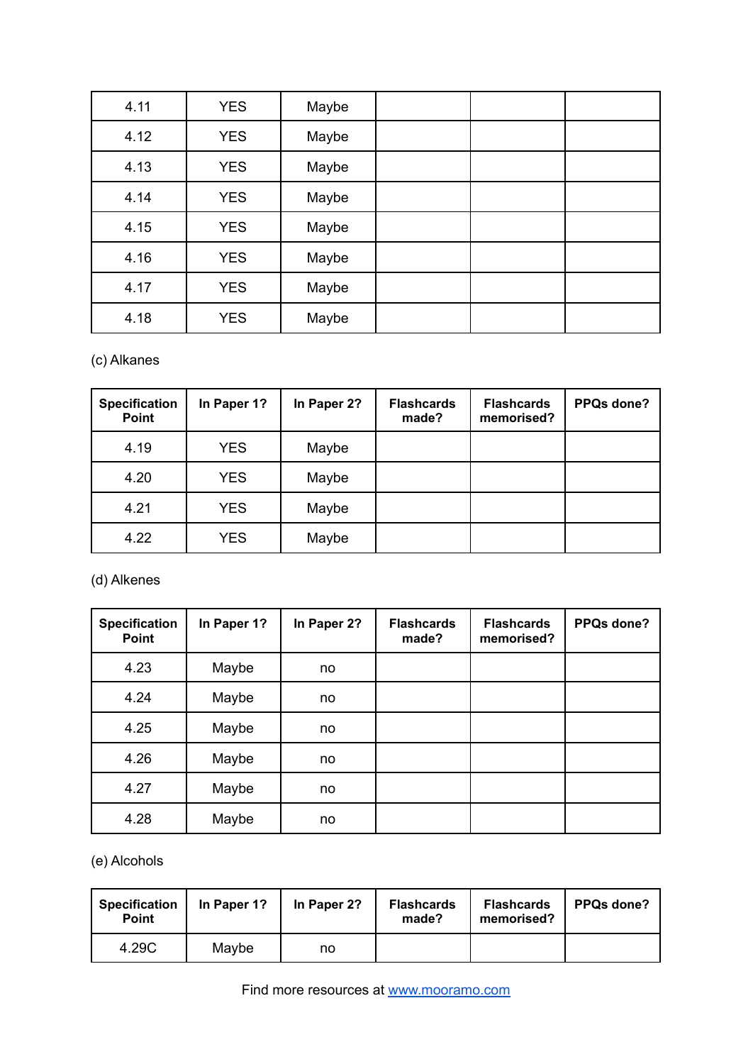| | | | | | |
|---|---|---|---|---|---|
| 4.11 | YES | Maybe | | | |
| 4.12 | YES | Maybe | | | |
| 4.13 | YES | Maybe | | | |
| 4.14 | YES | Maybe | | | |
| 4.15 | YES | Maybe | | | |
| 4.16 | YES | Maybe | | | |
| 4.17 | YES | Maybe | | | |
| 4.18 | YES | Maybe | | | |

(c) Alkanes

| Specification Point | In Paper 1? | In Paper 2? | Flashcards made? | Flashcards memorised? | PPQs done? |
|---|---|---|---|---|---|
| 4.19 | YES | Maybe | | | |
| 4.20 | YES | Maybe | | | |
| 4.21 | YES | Maybe | | | |
| 4.22 | YES | Maybe | | | |

(d) Alkenes

| Specification Point | In Paper 1? | In Paper 2? | Flashcards made? | Flashcards memorised? | PPQs done? |
|---|---|---|---|---|---|
| 4.23 | Maybe | no | | | |
| 4.24 | Maybe | no | | | |
| 4.25 | Maybe | no | | | |
| 4.26 | Maybe | no | | | |
| 4.27 | Maybe | no | | | |
| 4.28 | Maybe | no | | | |

(e) Alcohols

| Specification Point | In Paper 1? | In Paper 2? | Flashcards made? | Flashcards memorised? | PPQs done? |
|---|---|---|---|---|---|
| 4.29C | Maybe | no | | | |

Find more resources at www.mooramo.com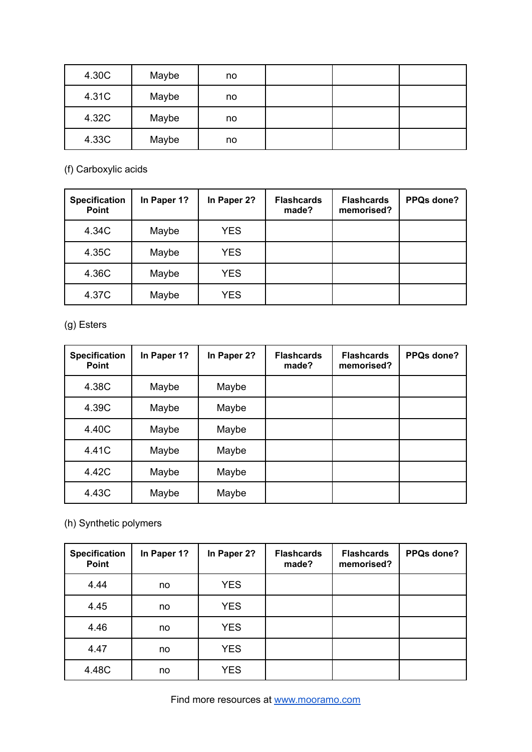| | | | | | |
|---|---|---|---|---|---|
| 4.30C | Maybe | no | | | |
| 4.31C | Maybe | no | | | |
| 4.32C | Maybe | no | | | |
| 4.33C | Maybe | no | | | |

(f) Carboxylic acids

| Specification Point | In Paper 1? | In Paper 2? | Flashcards made? | Flashcards memorised? | PPQs done? |
|---|---|---|---|---|---|
| 4.34C | Maybe | YES | | | |
| 4.35C | Maybe | YES | | | |
| 4.36C | Maybe | YES | | | |
| 4.37C | Maybe | YES | | | |

(g) Esters

| Specification Point | In Paper 1? | In Paper 2? | Flashcards made? | Flashcards memorised? | PPQs done? |
|---|---|---|---|---|---|
| 4.38C | Maybe | Maybe | | | |
| 4.39C | Maybe | Maybe | | | |
| 4.40C | Maybe | Maybe | | | |
| 4.41C | Maybe | Maybe | | | |
| 4.42C | Maybe | Maybe | | | |
| 4.43C | Maybe | Maybe | | | |

(h) Synthetic polymers

| Specification Point | In Paper 1? | In Paper 2? | Flashcards made? | Flashcards memorised? | PPQs done? |
|---|---|---|---|---|---|
| 4.44 | no | YES | | | |
| 4.45 | no | YES | | | |
| 4.46 | no | YES | | | |
| 4.47 | no | YES | | | |
| 4.48C | no | YES | | | |

Find more resources at [www.mooramo.com](http://www.mooramo.com)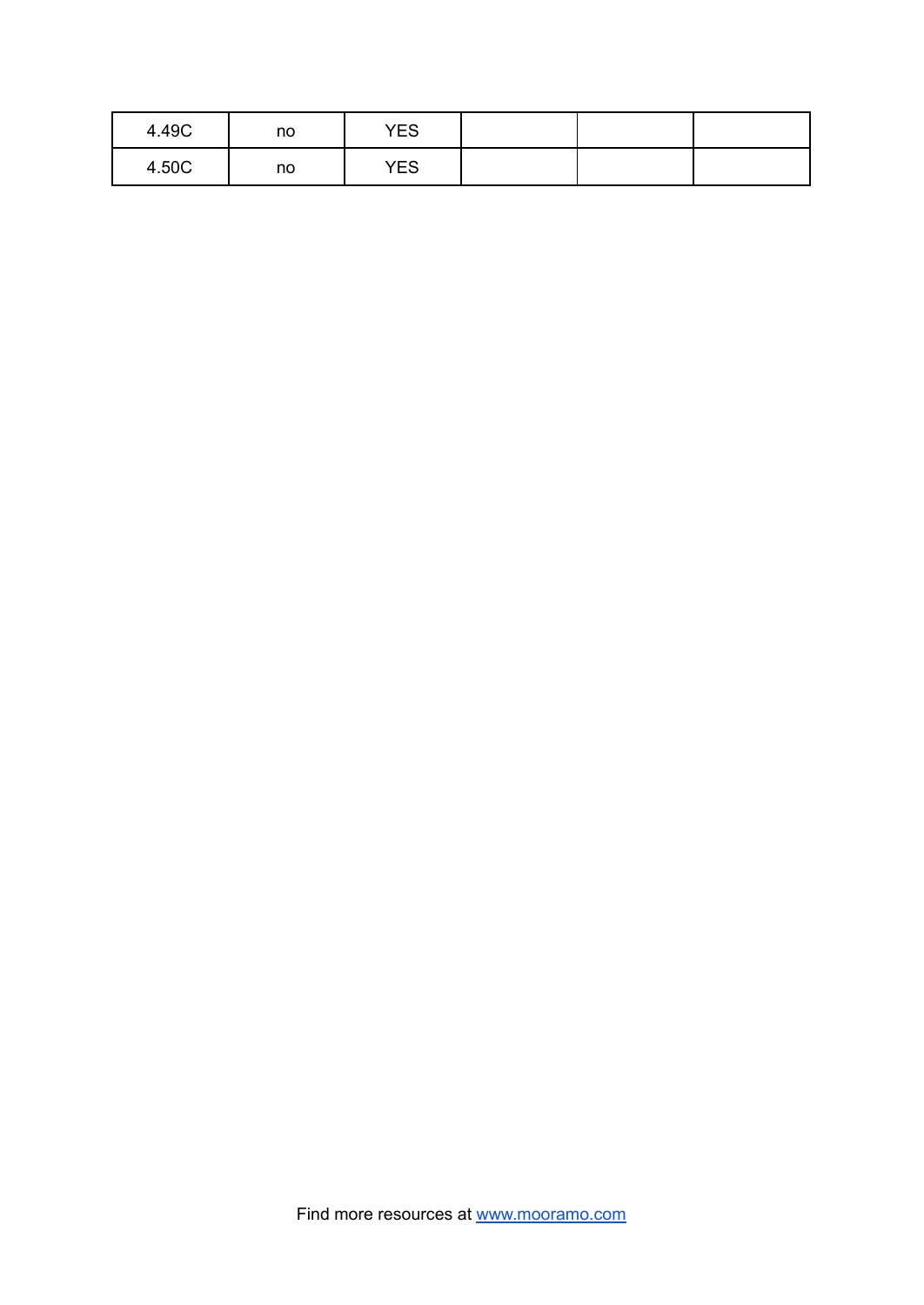| | | | | | |
|---|---|---|---|---|---|
| 4.49C | no | YES | | | |
| 4.50C | no | YES | | | |

Find more resources at www.mooramo.com